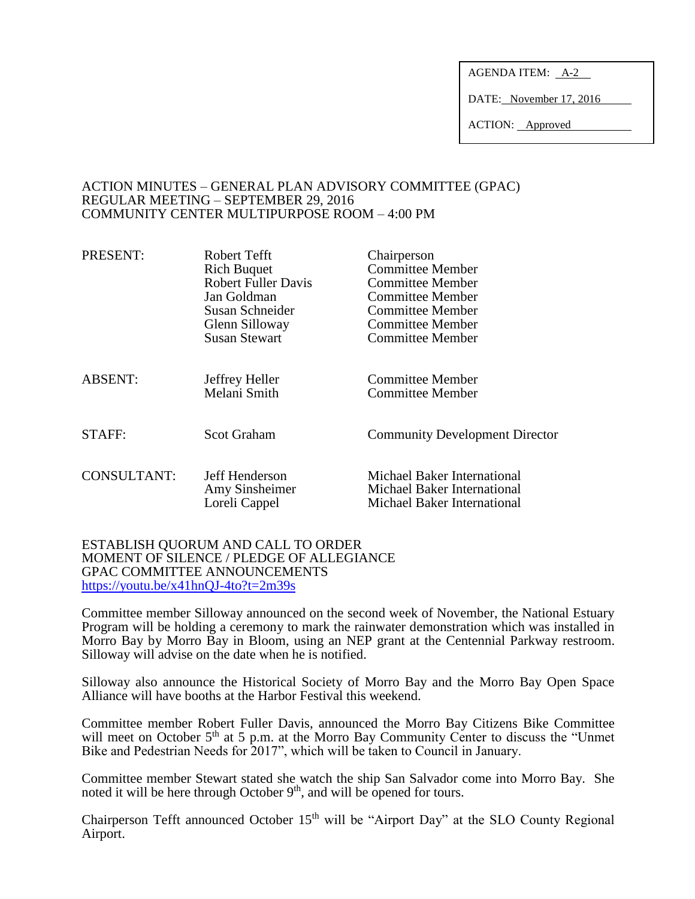AGENDA ITEM: A-2

DATE: November 17, 2016

ACTION: Approved

ACTION MINUTES – GENERAL PLAN ADVISORY COMMITTEE (GPAC)
REGULAR MEETING – SEPTEMBER 29, 2016
COMMUNITY CENTER MULTIPURPOSE ROOM – 4:00 PM

| | | |
|---|---|---|
| PRESENT: | Robert Tefft | Chairperson |
| | Rich Buquet | Committee Member |
| | Robert Fuller Davis | Committee Member |
| | Jan Goldman | Committee Member |
| | Susan Schneider | Committee Member |
| | Glenn Silloway | Committee Member |
| | Susan Stewart | Committee Member |
| ABSENT: | Jeffrey Heller | Committee Member |
| | Melani Smith | Committee Member |
| STAFF: | Scot Graham | Community Development Director |
| CONSULTANT: | Jeff Henderson | Michael Baker International |
| | Amy Sinsheimer | Michael Baker International |
| | Loreli Cappel | Michael Baker International |

ESTABLISH QUORUM AND CALL TO ORDER
MOMENT OF SILENCE / PLEDGE OF ALLEGIANCE
GPAC COMMITTEE ANNOUNCEMENTS
https://youtu.be/x41hnQJ-4to?t=2m39s

Committee member Silloway announced on the second week of November, the National Estuary Program will be holding a ceremony to mark the rainwater demonstration which was installed in Morro Bay by Morro Bay in Bloom, using an NEP grant at the Centennial Parkway restroom. Silloway will advise on the date when he is notified.

Silloway also announce the Historical Society of Morro Bay and the Morro Bay Open Space Alliance will have booths at the Harbor Festival this weekend.

Committee member Robert Fuller Davis, announced the Morro Bay Citizens Bike Committee will meet on October 5th at 5 p.m. at the Morro Bay Community Center to discuss the "Unmet Bike and Pedestrian Needs for 2017", which will be taken to Council in January.

Committee member Stewart stated she watch the ship San Salvador come into Morro Bay. She noted it will be here through October 9th, and will be opened for tours.

Chairperson Tefft announced October 15th will be "Airport Day" at the SLO County Regional Airport.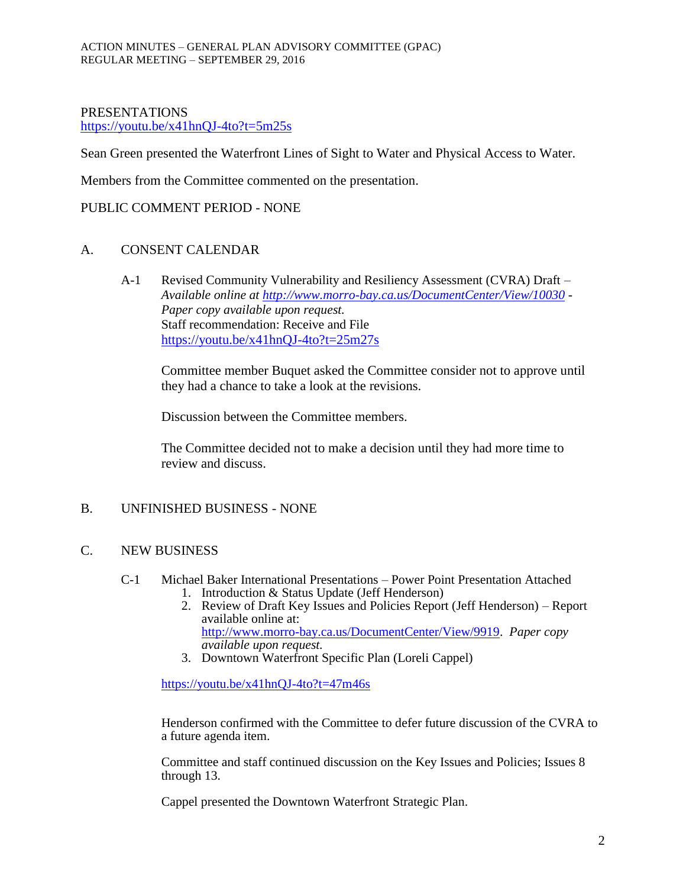PRESENTATIONS
https://youtu.be/x41hnQJ-4to?t=5m25s

Sean Green presented the Waterfront Lines of Sight to Water and Physical Access to Water.

Members from the Committee commented on the presentation.

PUBLIC COMMENT PERIOD - NONE

A. CONSENT CALENDAR

A-1 Revised Community Vulnerability and Resiliency Assessment (CVRA) Draft – *Available online at http://www.morro-bay.ca.us/DocumentCenter/View/10030 - Paper copy available upon request.*
Staff recommendation: Receive and File
https://youtu.be/x41hnQJ-4to?t=25m27s

Committee member Buquet asked the Committee consider not to approve until they had a chance to take a look at the revisions.

Discussion between the Committee members.

The Committee decided not to make a decision until they had more time to review and discuss.

B. UNFINISHED BUSINESS - NONE

C. NEW BUSINESS

C-1 Michael Baker International Presentations – Power Point Presentation Attached
1. Introduction & Status Update (Jeff Henderson)
2. Review of Draft Key Issues and Policies Report (Jeff Henderson) – Report available online at: http://www.morro-bay.ca.us/DocumentCenter/View/9919. *Paper copy available upon request.*
3. Downtown Waterfront Specific Plan (Loreli Cappel)

https://youtu.be/x41hnQJ-4to?t=47m46s

Henderson confirmed with the Committee to defer future discussion of the CVRA to a future agenda item.

Committee and staff continued discussion on the Key Issues and Policies; Issues 8 through 13.

Cappel presented the Downtown Waterfront Strategic Plan.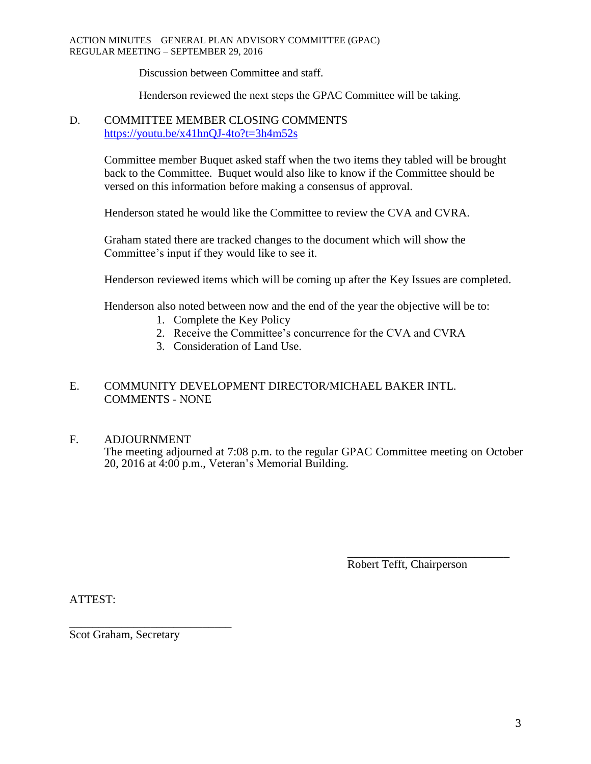Discussion between Committee and staff.

Henderson reviewed the next steps the GPAC Committee will be taking.

## D. COMMITTEE MEMBER CLOSING COMMENTS

https://youtu.be/x41hnQJ-4to?t=3h4m52s

Committee member Buquet asked staff when the two items they tabled will be brought back to the Committee. Buquet would also like to know if the Committee should be versed on this information before making a consensus of approval.

Henderson stated he would like the Committee to review the CVA and CVRA.

Graham stated there are tracked changes to the document which will show the Committee's input if they would like to see it.

Henderson reviewed items which will be coming up after the Key Issues are completed.

Henderson also noted between now and the end of the year the objective will be to:

1. Complete the Key Policy
2. Receive the Committee's concurrence for the CVA and CVRA
3. Consideration of Land Use.

## E. COMMUNITY DEVELOPMENT DIRECTOR/MICHAEL BAKER INTL. COMMENTS - NONE

## F. ADJOURNMENT

The meeting adjourned at 7:08 p.m. to the regular GPAC Committee meeting on October 20, 2016 at 4:00 p.m., Veteran's Memorial Building.

\_\_\_\_\_\_\_\_\_\_\_\_\_\_\_\_\_\_\_\_\_\_\_\_\_\_\_\_\_\_
Robert Tefft, Chairperson

ATTEST:

\_\_\_\_\_\_\_\_\_\_\_\_\_\_\_\_\_\_\_\_\_\_\_\_\_\_\_\_\_\_
Scot Graham, Secretary